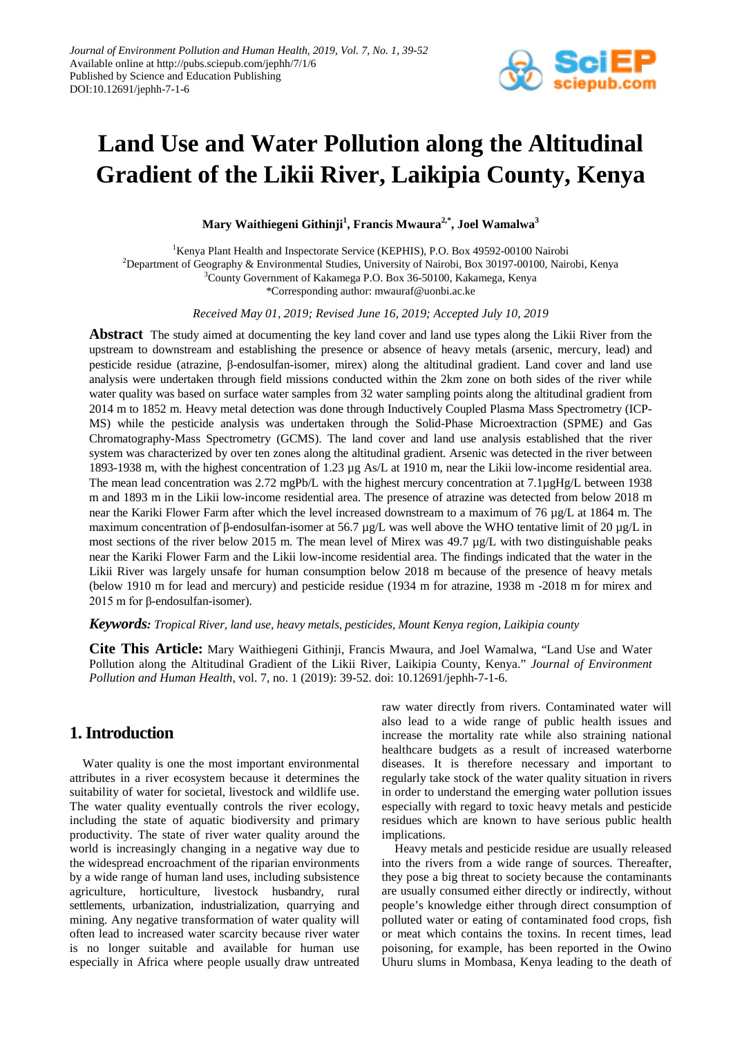Journal of Environment Pollution and Human Health, 2019, Vol. 7, No. 1, 39-52
Available online at http://pubs.sciepub.com/jephh/7/1/6
Published by Science and Education Publishing
DOI:10.12691/jephh-7-1-6

# Land Use and Water Pollution along the Altitudinal Gradient of the Likii River, Laikipia County, Kenya

**Mary Waithiegeni Githinji[1], Francis Mwaura[2,*], Joel Wamalwa[3]**

[1]Kenya Plant Health and Inspectorate Service (KEPHIS), P.O. Box 49592-00100 Nairobi
[2]Department of Geography & Environmental Studies, University of Nairobi, Box 30197-00100, Nairobi, Kenya
[3]County Government of Kakamega P.O. Box 36-50100, Kakamega, Kenya
*Corresponding author: mwauraf@uonbi.ac.ke

*Received May 01, 2019; Revised June 16, 2019; Accepted July 10, 2019*

**Abstract** The study aimed at documenting the key land cover and land use types along the Likii River from the upstream to downstream and establishing the presence or absence of heavy metals (arsenic, mercury, lead) and pesticide residue (atrazine, β-endosulfan-isomer, mirex) along the altitudinal gradient. Land cover and land use analysis were undertaken through field missions conducted within the 2km zone on both sides of the river while water quality was based on surface water samples from 32 water sampling points along the altitudinal gradient from 2014 m to 1852 m. Heavy metal detection was done through Inductively Coupled Plasma Mass Spectrometry (ICP-MS) while the pesticide analysis was undertaken through the Solid-Phase Microextraction (SPME) and Gas Chromatography-Mass Spectrometry (GCMS). The land cover and land use analysis established that the river system was characterized by over ten zones along the altitudinal gradient. Arsenic was detected in the river between 1893-1938 m, with the highest concentration of 1.23 µg As/L at 1910 m, near the Likii low-income residential area. The mean lead concentration was 2.72 mgPb/L with the highest mercury concentration at 7.1µgHg/L between 1938 m and 1893 m in the Likii low-income residential area. The presence of atrazine was detected from below 2018 m near the Kariki Flower Farm after which the level increased downstream to a maximum of 76 µg/L at 1864 m. The maximum concentration of β-endosulfan-isomer at 56.7 µg/L was well above the WHO tentative limit of 20 µg/L in most sections of the river below 2015 m. The mean level of Mirex was 49.7 µg/L with two distinguishable peaks near the Kariki Flower Farm and the Likii low-income residential area. The findings indicated that the water in the Likii River was largely unsafe for human consumption below 2018 m because of the presence of heavy metals (below 1910 m for lead and mercury) and pesticide residue (1934 m for atrazine, 1938 m -2018 m for mirex and 2015 m for β-endosulfan-isomer).

***Keywords:*** *Tropical River, land use, heavy metals, pesticides, Mount Kenya region, Laikipia county*

**Cite This Article:** Mary Waithiegeni Githinji, Francis Mwaura, and Joel Wamalwa, "Land Use and Water Pollution along the Altitudinal Gradient of the Likii River, Laikipia County, Kenya." *Journal of Environment Pollution and Human Health*, vol. 7, no. 1 (2019): 39-52. doi: 10.12691/jephh-7-1-6.

## 1. Introduction

Water quality is one the most important environmental attributes in a river ecosystem because it determines the suitability of water for societal, livestock and wildlife use. The water quality eventually controls the river ecology, including the state of aquatic biodiversity and primary productivity. The state of river water quality around the world is increasingly changing in a negative way due to the widespread encroachment of the riparian environments by a wide range of human land uses, including subsistence agriculture, horticulture, livestock husbandry, rural settlements, urbanization, industrialization, quarrying and mining. Any negative transformation of water quality will often lead to increased water scarcity because river water is no longer suitable and available for human use especially in Africa where people usually draw untreated raw water directly from rivers. Contaminated water will also lead to a wide range of public health issues and increase the mortality rate while also straining national healthcare budgets as a result of increased waterborne diseases. It is therefore necessary and important to regularly take stock of the water quality situation in rivers in order to understand the emerging water pollution issues especially with regard to toxic heavy metals and pesticide residues which are known to have serious public health implications.

Heavy metals and pesticide residue are usually released into the rivers from a wide range of sources. Thereafter, they pose a big threat to society because the contaminants are usually consumed either directly or indirectly, without people's knowledge either through direct consumption of polluted water or eating of contaminated food crops, fish or meat which contains the toxins. In recent times, lead poisoning, for example, has been reported in the Owino Uhuru slums in Mombasa, Kenya leading to the death of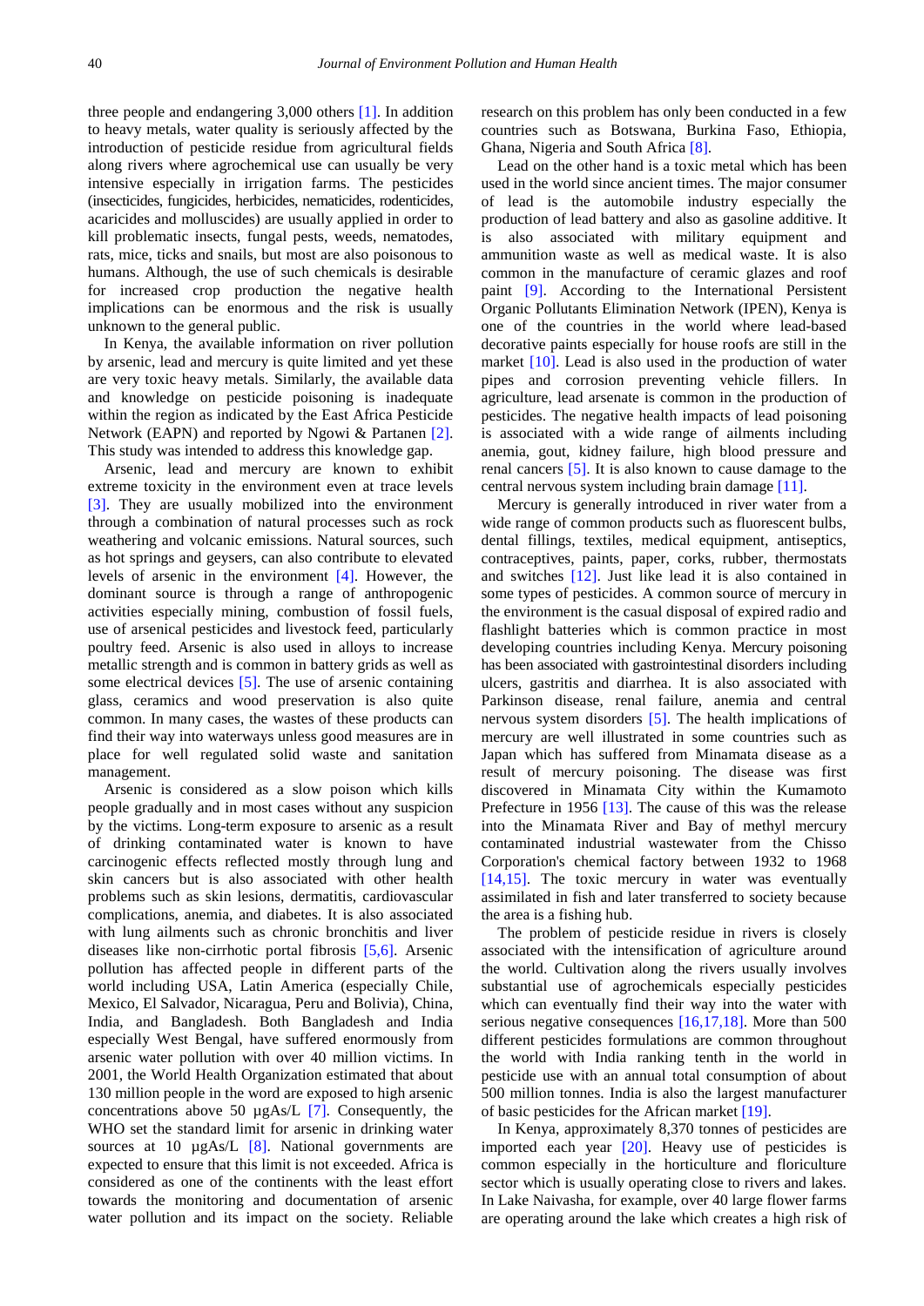three people and endangering 3,000 others [1]. In addition to heavy metals, water quality is seriously affected by the introduction of pesticide residue from agricultural fields along rivers where agrochemical use can usually be very intensive especially in irrigation farms. The pesticides (insecticides, fungicides, herbicides, nematicides, rodenticides, acaricides and molluscides) are usually applied in order to kill problematic insects, fungal pests, weeds, nematodes, rats, mice, ticks and snails, but most are also poisonous to humans. Although, the use of such chemicals is desirable for increased crop production the negative health implications can be enormous and the risk is usually unknown to the general public.

In Kenya, the available information on river pollution by arsenic, lead and mercury is quite limited and yet these are very toxic heavy metals. Similarly, the available data and knowledge on pesticide poisoning is inadequate within the region as indicated by the East Africa Pesticide Network (EAPN) and reported by Ngowi & Partanen [2]. This study was intended to address this knowledge gap.

Arsenic, lead and mercury are known to exhibit extreme toxicity in the environment even at trace levels [3]. They are usually mobilized into the environment through a combination of natural processes such as rock weathering and volcanic emissions. Natural sources, such as hot springs and geysers, can also contribute to elevated levels of arsenic in the environment [4]. However, the dominant source is through a range of anthropogenic activities especially mining, combustion of fossil fuels, use of arsenical pesticides and livestock feed, particularly poultry feed. Arsenic is also used in alloys to increase metallic strength and is common in battery grids as well as some electrical devices [5]. The use of arsenic containing glass, ceramics and wood preservation is also quite common. In many cases, the wastes of these products can find their way into waterways unless good measures are in place for well regulated solid waste and sanitation management.

Arsenic is considered as a slow poison which kills people gradually and in most cases without any suspicion by the victims. Long-term exposure to arsenic as a result of drinking contaminated water is known to have carcinogenic effects reflected mostly through lung and skin cancers but is also associated with other health problems such as skin lesions, dermatitis, cardiovascular complications, anemia, and diabetes. It is also associated with lung ailments such as chronic bronchitis and liver diseases like non-cirrhotic portal fibrosis [5,6]. Arsenic pollution has affected people in different parts of the world including USA, Latin America (especially Chile, Mexico, El Salvador, Nicaragua, Peru and Bolivia), China, India, and Bangladesh. Both Bangladesh and India especially West Bengal, have suffered enormously from arsenic water pollution with over 40 million victims. In 2001, the World Health Organization estimated that about 130 million people in the word are exposed to high arsenic concentrations above 50 µgAs/L [7]. Consequently, the WHO set the standard limit for arsenic in drinking water sources at 10 µgAs/L [8]. National governments are expected to ensure that this limit is not exceeded. Africa is considered as one of the continents with the least effort towards the monitoring and documentation of arsenic water pollution and its impact on the society. Reliable research on this problem has only been conducted in a few countries such as Botswana, Burkina Faso, Ethiopia, Ghana, Nigeria and South Africa [8].

Lead on the other hand is a toxic metal which has been used in the world since ancient times. The major consumer of lead is the automobile industry especially the production of lead battery and also as gasoline additive. It is also associated with military equipment and ammunition waste as well as medical waste. It is also common in the manufacture of ceramic glazes and roof paint [9]. According to the International Persistent Organic Pollutants Elimination Network (IPEN), Kenya is one of the countries in the world where lead-based decorative paints especially for house roofs are still in the market [10]. Lead is also used in the production of water pipes and corrosion preventing vehicle fillers. In agriculture, lead arsenate is common in the production of pesticides. The negative health impacts of lead poisoning is associated with a wide range of ailments including anemia, gout, kidney failure, high blood pressure and renal cancers [5]. It is also known to cause damage to the central nervous system including brain damage [11].

Mercury is generally introduced in river water from a wide range of common products such as fluorescent bulbs, dental fillings, textiles, medical equipment, antiseptics, contraceptives, paints, paper, corks, rubber, thermostats and switches [12]. Just like lead it is also contained in some types of pesticides. A common source of mercury in the environment is the casual disposal of expired radio and flashlight batteries which is common practice in most developing countries including Kenya. Mercury poisoning has been associated with gastrointestinal disorders including ulcers, gastritis and diarrhea. It is also associated with Parkinson disease, renal failure, anemia and central nervous system disorders [5]. The health implications of mercury are well illustrated in some countries such as Japan which has suffered from Minamata disease as a result of mercury poisoning. The disease was first discovered in Minamata City within the Kumamoto Prefecture in 1956 [13]. The cause of this was the release into the Minamata River and Bay of methyl mercury contaminated industrial wastewater from the Chisso Corporation's chemical factory between 1932 to 1968 [14,15]. The toxic mercury in water was eventually assimilated in fish and later transferred to society because the area is a fishing hub.

The problem of pesticide residue in rivers is closely associated with the intensification of agriculture around the world. Cultivation along the rivers usually involves substantial use of agrochemicals especially pesticides which can eventually find their way into the water with serious negative consequences [16,17,18]. More than 500 different pesticides formulations are common throughout the world with India ranking tenth in the world in pesticide use with an annual total consumption of about 500 million tonnes. India is also the largest manufacturer of basic pesticides for the African market [19].

In Kenya, approximately 8,370 tonnes of pesticides are imported each year [20]. Heavy use of pesticides is common especially in the horticulture and floriculture sector which is usually operating close to rivers and lakes. In Lake Naivasha, for example, over 40 large flower farms are operating around the lake which creates a high risk of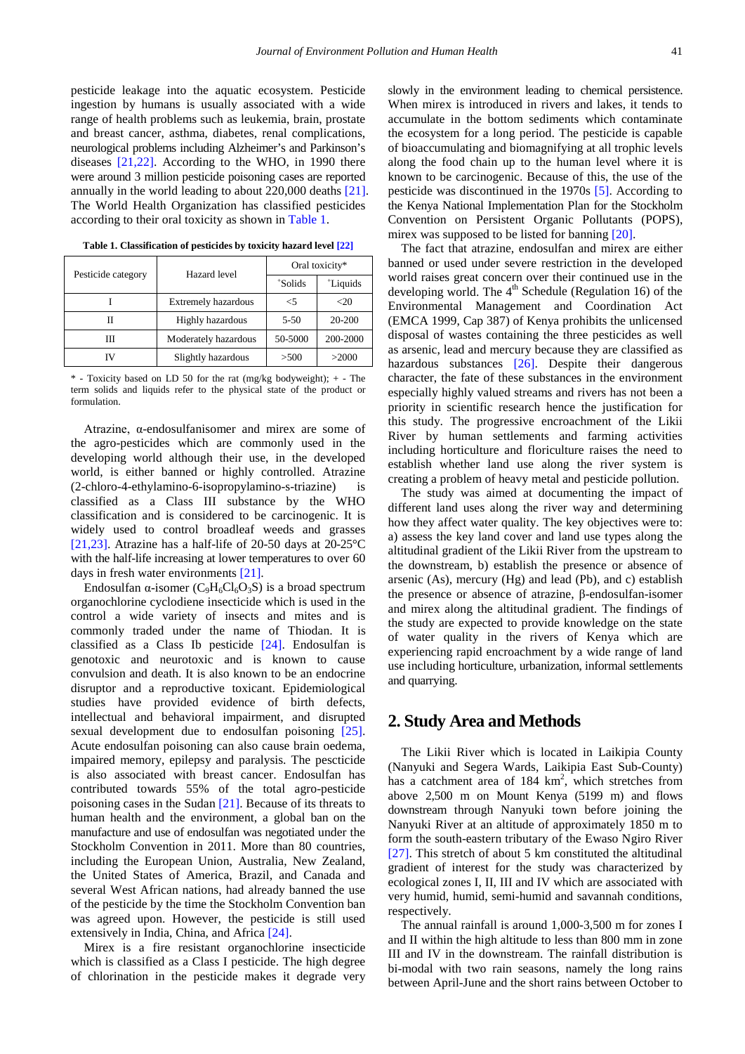pesticide leakage into the aquatic ecosystem. Pesticide ingestion by humans is usually associated with a wide range of health problems such as leukemia, brain, prostate and breast cancer, asthma, diabetes, renal complications, neurological problems including Alzheimer's and Parkinson's diseases [21,22]. According to the WHO, in 1990 there were around 3 million pesticide poisoning cases are reported annually in the world leading to about 220,000 deaths [21]. The World Health Organization has classified pesticides according to their oral toxicity as shown in Table 1.

**Table 1. Classification of pesticides by toxicity hazard level [22]**

| Pesticide category | Hazard level | Oral toxicity* | |
|---|---|---|---|
| | | +Solids | +Liquids |
| I | Extremely hazardous | <5 | <20 |
| II | Highly hazardous | 5-50 | 20-200 |
| III | Moderately hazardous | 50-5000 | 200-2000 |
| IV | Slightly hazardous | >500 | >2000 |

* - Toxicity based on LD 50 for the rat (mg/kg bodyweight); + - The term solids and liquids refer to the physical state of the product or formulation.

Atrazine, α-endosulfanisomer and mirex are some of the agro-pesticides which are commonly used in the developing world although their use, in the developed world, is either banned or highly controlled. Atrazine (2-chloro-4-ethylamino-6-isopropylamino-s-triazine) is classified as a Class III substance by the WHO classification and is considered to be carcinogenic. It is widely used to control broadleaf weeds and grasses [21,23]. Atrazine has a half-life of 20-50 days at 20-25°C with the half-life increasing at lower temperatures to over 60 days in fresh water environments [21].

Endosulfan α-isomer ($C_9H_6Cl_6O_3S$) is a broad spectrum organochlorine cyclodiene insecticide which is used in the control a wide variety of insects and mites and is commonly traded under the name of Thiodan. It is classified as a Class Ib pesticide [24]. Endosulfan is genotoxic and neurotoxic and is known to cause convulsion and death. It is also known to be an endocrine disruptor and a reproductive toxicant. Epidemiological studies have provided evidence of birth defects, intellectual and behavioral impairment, and disrupted sexual development due to endosulfan poisoning [25]. Acute endosulfan poisoning can also cause brain oedema, impaired memory, epilepsy and paralysis. The pescticide is also associated with breast cancer. Endosulfan has contributed towards 55% of the total agro-pesticide poisoning cases in the Sudan [21]. Because of its threats to human health and the environment, a global ban on the manufacture and use of endosulfan was negotiated under the Stockholm Convention in 2011. More than 80 countries, including the European Union, Australia, New Zealand, the United States of America, Brazil, and Canada and several West African nations, had already banned the use of the pesticide by the time the Stockholm Convention ban was agreed upon. However, the pesticide is still used extensively in India, China, and Africa [24].

Mirex is a fire resistant organochlorine insecticide which is classified as a Class I pesticide. The high degree of chlorination in the pesticide makes it degrade very slowly in the environment leading to chemical persistence. When mirex is introduced in rivers and lakes, it tends to accumulate in the bottom sediments which contaminate the ecosystem for a long period. The pesticide is capable of bioaccumulating and biomagnifying at all trophic levels along the food chain up to the human level where it is known to be carcinogenic. Because of this, the use of the pesticide was discontinued in the 1970s [5]. According to the Kenya National Implementation Plan for the Stockholm Convention on Persistent Organic Pollutants (POPS), mirex was supposed to be listed for banning [20].

The fact that atrazine, endosulfan and mirex are either banned or used under severe restriction in the developed world raises great concern over their continued use in the developing world. The 4th Schedule (Regulation 16) of the Environmental Management and Coordination Act (EMCA 1999, Cap 387) of Kenya prohibits the unlicensed disposal of wastes containing the three pesticides as well as arsenic, lead and mercury because they are classified as hazardous substances [26]. Despite their dangerous character, the fate of these substances in the environment especially highly valued streams and rivers has not been a priority in scientific research hence the justification for this study. The progressive encroachment of the Likii River by human settlements and farming activities including horticulture and floriculture raises the need to establish whether land use along the river system is creating a problem of heavy metal and pesticide pollution.

The study was aimed at documenting the impact of different land uses along the river way and determining how they affect water quality. The key objectives were to: a) assess the key land cover and land use types along the altitudinal gradient of the Likii River from the upstream to the downstream, b) establish the presence or absence of arsenic (As), mercury (Hg) and lead (Pb), and c) establish the presence or absence of atrazine, β-endosulfan-isomer and mirex along the altitudinal gradient. The findings of the study are expected to provide knowledge on the state of water quality in the rivers of Kenya which are experiencing rapid encroachment by a wide range of land use including horticulture, urbanization, informal settlements and quarrying.

## 2. Study Area and Methods

The Likii River which is located in Laikipia County (Nanyuki and Segera Wards, Laikipia East Sub-County) has a catchment area of 184 km$^2$, which stretches from above 2,500 m on Mount Kenya (5199 m) and flows downstream through Nanyuki town before joining the Nanyuki River at an altitude of approximately 1850 m to form the south-eastern tributary of the Ewaso Ngiro River [27]. This stretch of about 5 km constituted the altitudinal gradient of interest for the study was characterized by ecological zones I, II, III and IV which are associated with very humid, humid, semi-humid and savannah conditions, respectively.

The annual rainfall is around 1,000-3,500 m for zones I and II within the high altitude to less than 800 mm in zone III and IV in the downstream. The rainfall distribution is bi-modal with two rain seasons, namely the long rains between April-June and the short rains between October to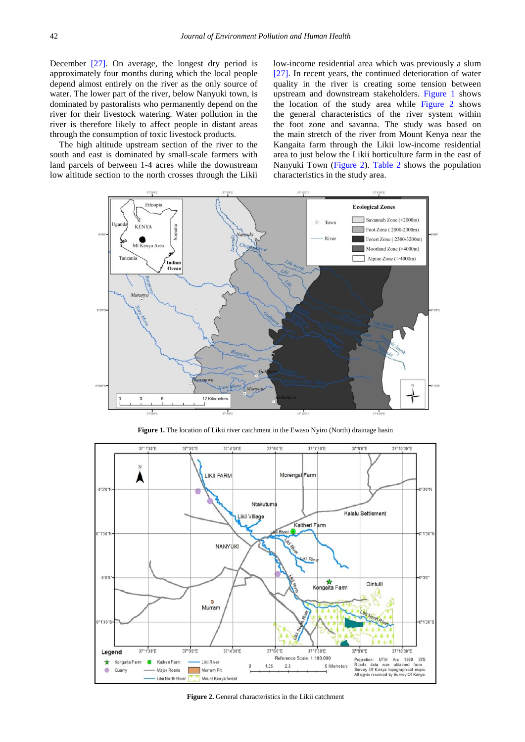December [27]. On average, the longest dry period is approximately four months during which the local people depend almost entirely on the river as the only source of water. The lower part of the river, below Nanyuki town, is dominated by pastoralists who permanently depend on the river for their livestock watering. Water pollution in the river is therefore likely to affect people in distant areas through the consumption of toxic livestock products.

The high altitude upstream section of the river to the south and east is dominated by small-scale farmers with land parcels of between 1-4 acres while the downstream low altitude section to the north crosses through the Likii low-income residential area which was previously a slum [27]. In recent years, the continued deterioration of water quality in the river is creating some tension between upstream and downstream stakeholders. Figure 1 shows the location of the study area while Figure 2 shows the general characteristics of the river system within the foot zone and savanna. The study was based on the main stretch of the river from Mount Kenya near the Kangaita farm through the Likii low-income residential area to just below the Likii horticulture farm in the east of Nanyuki Town (Figure 2). Table 2 shows the population characteristics in the study area.

**Figure 1.** The location of Likii river catchment in the Ewaso Nyiro (North) drainage basin

**Figure 2.** General characteristics in the Likii catchment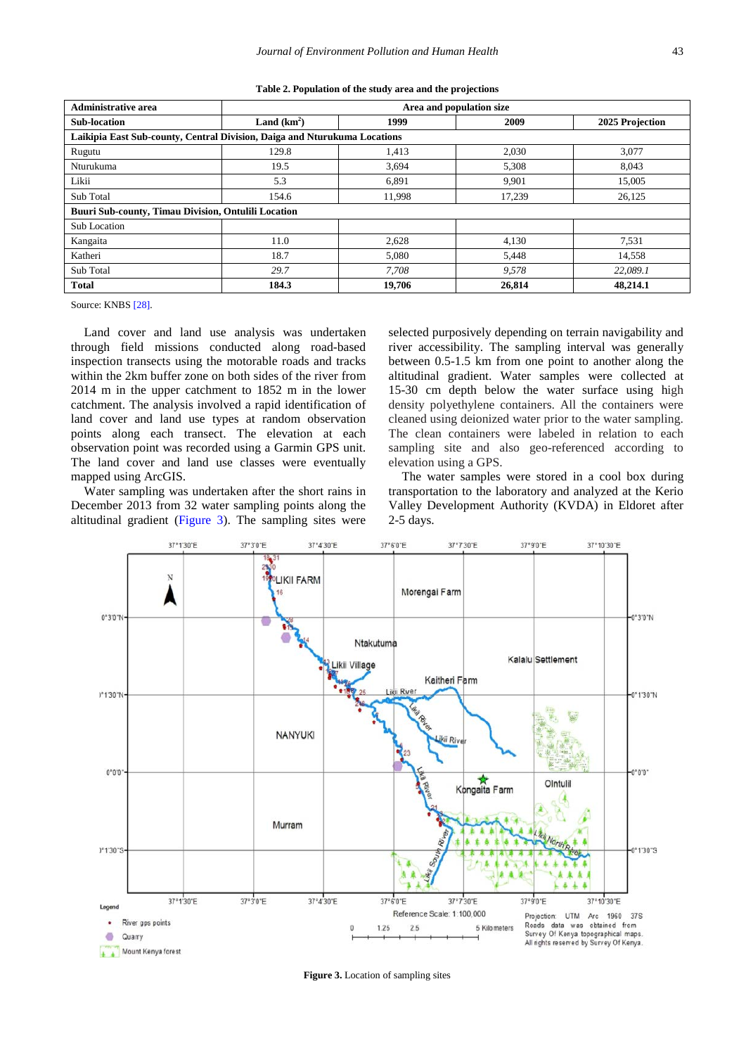**Table 2. Population of the study area and the projections**

| Administrative area | Area and population size | | | |
|---|---|---|---|---|
| **Sub-location** | **Land ($km^2$)** | **1999** | **2009** | **2025 Projection** |
| **Laikipia East Sub-county, Central Division, Daiga and Nturukuma Locations** | | | | |
| Rugutu | 129.8 | 1,413 | 2,030 | 3,077 |
| Nturukuma | 19.5 | 3,694 | 5,308 | 8,043 |
| Likii | 5.3 | 6,891 | 9,901 | 15,005 |
| Sub Total | 154.6 | 11,998 | 17,239 | 26,125 |
| **Buuri Sub-county, Timau Division, Ontulili Location** | | | | |
| Sub Location | | | | |
| Kangaita | 11.0 | 2,628 | 4,130 | 7,531 |
| Katheri | 18.7 | 5,080 | 5,448 | 14,558 |
| Sub Total | *29.7* | *7,708* | *9,578* | *22,089.1* |
| **Total** | **184.3** | **19,706** | **26,814** | **48,214.1** |

Source: KNBS [28].

Land cover and land use analysis was undertaken through field missions conducted along road-based inspection transects using the motorable roads and tracks within the 2km buffer zone on both sides of the river from 2014 m in the upper catchment to 1852 m in the lower catchment. The analysis involved a rapid identification of land cover and land use types at random observation points along each transect. The elevation at each observation point was recorded using a Garmin GPS unit. The land cover and land use classes were eventually mapped using ArcGIS.

Water sampling was undertaken after the short rains in December 2013 from 32 water sampling points along the altitudinal gradient (Figure 3). The sampling sites were selected purposively depending on terrain navigability and river accessibility. The sampling interval was generally between 0.5-1.5 km from one point to another along the altitudinal gradient. Water samples were collected at 15-30 cm depth below the water surface using high density polyethylene containers. All the containers were cleaned using deionized water prior to the water sampling. The clean containers were labeled in relation to each sampling site and also geo-referenced according to elevation using a GPS.

The water samples were stored in a cool box during transportation to the laboratory and analyzed at the Kerio Valley Development Authority (KVDA) in Eldoret after 2-5 days.

**Figure 3.** Location of sampling sites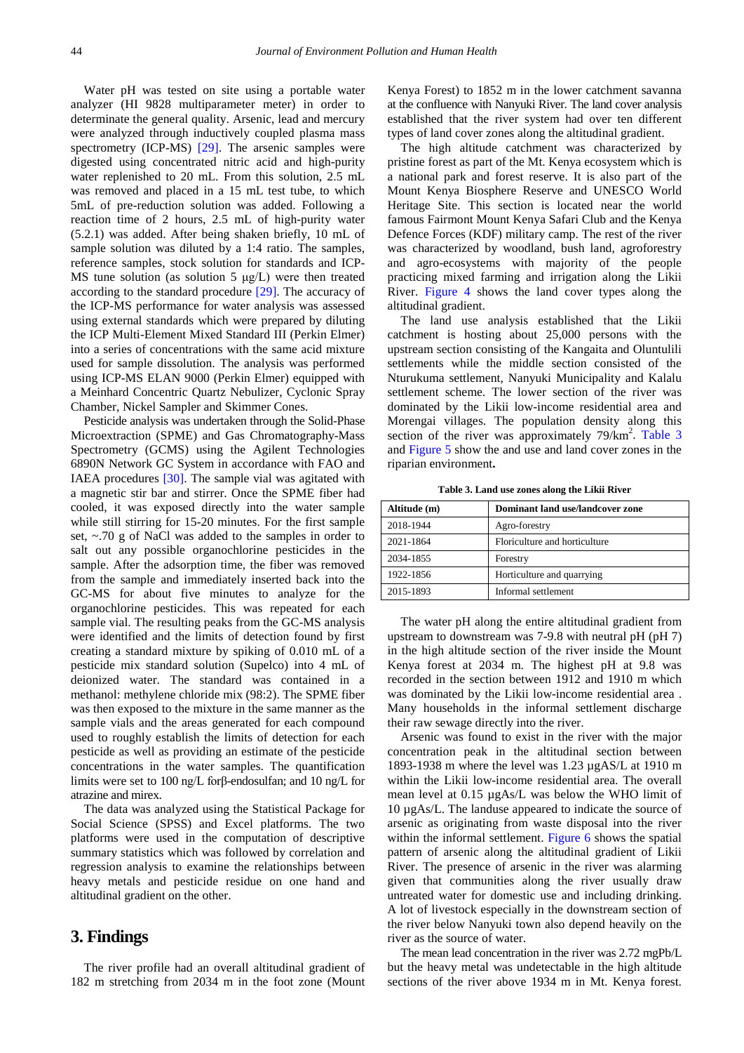Water pH was tested on site using a portable water analyzer (HI 9828 multiparameter meter) in order to determinate the general quality. Arsenic, lead and mercury were analyzed through inductively coupled plasma mass spectrometry (ICP-MS) [29]. The arsenic samples were digested using concentrated nitric acid and high-purity water replenished to 20 mL. From this solution, 2.5 mL was removed and placed in a 15 mL test tube, to which 5mL of pre-reduction solution was added. Following a reaction time of 2 hours, 2.5 mL of high-purity water (5.2.1) was added. After being shaken briefly, 10 mL of sample solution was diluted by a 1:4 ratio. The samples, reference samples, stock solution for standards and ICP-MS tune solution (as solution 5 µg/L) were then treated according to the standard procedure [29]. The accuracy of the ICP-MS performance for water analysis was assessed using external standards which were prepared by diluting the ICP Multi-Element Mixed Standard III (Perkin Elmer) into a series of concentrations with the same acid mixture used for sample dissolution. The analysis was performed using ICP-MS ELAN 9000 (Perkin Elmer) equipped with a Meinhard Concentric Quartz Nebulizer, Cyclonic Spray Chamber, Nickel Sampler and Skimmer Cones.

Pesticide analysis was undertaken through the Solid-Phase Microextraction (SPME) and Gas Chromatography-Mass Spectrometry (GCMS) using the Agilent Technologies 6890N Network GC System in accordance with FAO and IAEA procedures [30]. The sample vial was agitated with a magnetic stir bar and stirrer. Once the SPME fiber had cooled, it was exposed directly into the water sample while still stirring for 15-20 minutes. For the first sample set, ~.70 g of NaCl was added to the samples in order to salt out any possible organochlorine pesticides in the sample. After the adsorption time, the fiber was removed from the sample and immediately inserted back into the GC-MS for about five minutes to analyze for the organochlorine pesticides. This was repeated for each sample vial. The resulting peaks from the GC-MS analysis were identified and the limits of detection found by first creating a standard mixture by spiking of 0.010 mL of a pesticide mix standard solution (Supelco) into 4 mL of deionized water. The standard was contained in a methanol: methylene chloride mix (98:2). The SPME fiber was then exposed to the mixture in the same manner as the sample vials and the areas generated for each compound used to roughly establish the limits of detection for each pesticide as well as providing an estimate of the pesticide concentrations in the water samples. The quantification limits were set to 100 ng/L forβ-endosulfan; and 10 ng/L for atrazine and mirex.

The data was analyzed using the Statistical Package for Social Science (SPSS) and Excel platforms. The two platforms were used in the computation of descriptive summary statistics which was followed by correlation and regression analysis to examine the relationships between heavy metals and pesticide residue on one hand and altitudinal gradient on the other.

# 3. Findings

The river profile had an overall altitudinal gradient of 182 m stretching from 2034 m in the foot zone (Mount Kenya Forest) to 1852 m in the lower catchment savanna at the confluence with Nanyuki River. The land cover analysis established that the river system had over ten different types of land cover zones along the altitudinal gradient.

The high altitude catchment was characterized by pristine forest as part of the Mt. Kenya ecosystem which is a national park and forest reserve. It is also part of the Mount Kenya Biosphere Reserve and UNESCO World Heritage Site. This section is located near the world famous Fairmont Mount Kenya Safari Club and the Kenya Defence Forces (KDF) military camp. The rest of the river was characterized by woodland, bush land, agroforestry and agro-ecosystems with majority of the people practicing mixed farming and irrigation along the Likii River. Figure 4 shows the land cover types along the altitudinal gradient.

The land use analysis established that the Likii catchment is hosting about 25,000 persons with the upstream section consisting of the Kangaita and Oluntulili settlements while the middle section consisted of the Nturukuma settlement, Nanyuki Municipality and Kalalu settlement scheme. The lower section of the river was dominated by the Likii low-income residential area and Morengai villages. The population density along this section of the river was approximately 79/km$^2$. Table 3 and Figure 5 show the and use and land cover zones in the riparian environment**.**

**Table 3. Land use zones along the Likii River**

| Altitude (m) | Dominant land use/landcover zone |
|---|---|
| 2018-1944 | Agro-forestry |
| 2021-1864 | Floriculture and horticulture |
| 2034-1855 | Forestry |
| 1922-1856 | Horticulture and quarrying |
| 2015-1893 | Informal settlement |

The water pH along the entire altitudinal gradient from upstream to downstream was 7-9.8 with neutral pH (pH 7) in the high altitude section of the river inside the Mount Kenya forest at 2034 m. The highest pH at 9.8 was recorded in the section between 1912 and 1910 m which was dominated by the Likii low-income residential area . Many households in the informal settlement discharge their raw sewage directly into the river.

Arsenic was found to exist in the river with the major concentration peak in the altitudinal section between 1893-1938 m where the level was 1.23 µgAS/L at 1910 m within the Likii low-income residential area. The overall mean level at 0.15 µgAs/L was below the WHO limit of 10 µgAs/L. The landuse appeared to indicate the source of arsenic as originating from waste disposal into the river within the informal settlement. Figure 6 shows the spatial pattern of arsenic along the altitudinal gradient of Likii River. The presence of arsenic in the river was alarming given that communities along the river usually draw untreated water for domestic use and including drinking. A lot of livestock especially in the downstream section of the river below Nanyuki town also depend heavily on the river as the source of water.

The mean lead concentration in the river was 2.72 mgPb/L but the heavy metal was undetectable in the high altitude sections of the river above 1934 m in Mt. Kenya forest.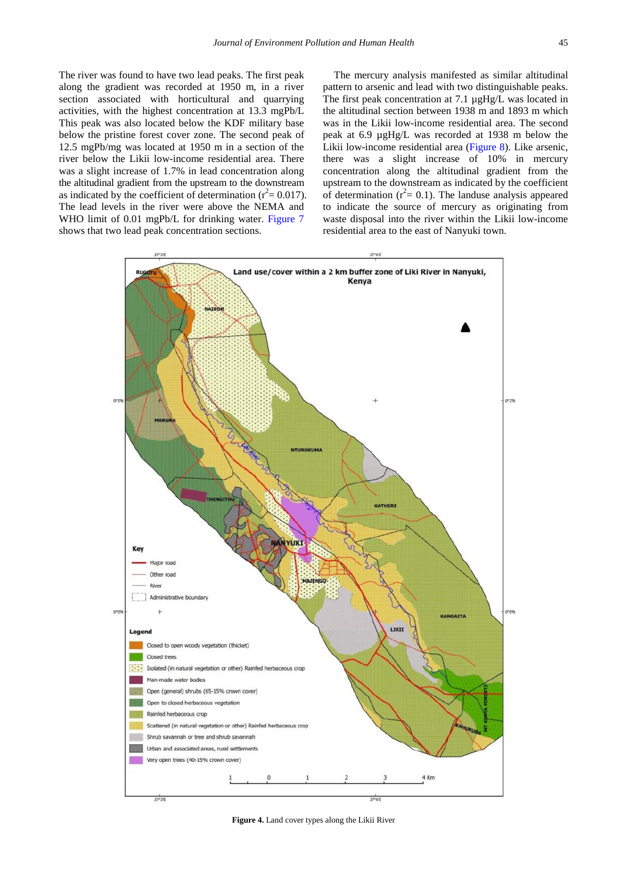The river was found to have two lead peaks. The first peak along the gradient was recorded at 1950 m, in a river section associated with horticultural and quarrying activities, with the highest concentration at 13.3 mgPb/L This peak was also located below the KDF military base below the pristine forest cover zone. The second peak of 12.5 mgPb/mg was located at 1950 m in a section of the river below the Likii low-income residential area. There was a slight increase of 1.7% in lead concentration along the altitudinal gradient from the upstream to the downstream as indicated by the coefficient of determination ($r^2$= 0.017). The lead levels in the river were above the NEMA and WHO limit of 0.01 mgPb/L for drinking water. Figure 7 shows that two lead peak concentration sections.

The mercury analysis manifested as similar altitudinal pattern to arsenic and lead with two distinguishable peaks. The first peak concentration at 7.1 µgHg/L was located in the altitudinal section between 1938 m and 1893 m which was in the Likii low-income residential area. The second peak at 6.9 µgHg/L was recorded at 1938 m below the Likii low-income residential area (Figure 8). Like arsenic, there was a slight increase of 10% in mercury concentration along the altitudinal gradient from the upstream to the downstream as indicated by the coefficient of determination ($r^2$= 0.1). The landuse analysis appeared to indicate the source of mercury as originating from waste disposal into the river within the Likii low-income residential area to the east of Nanyuki town.

**Figure 4.** Land cover types along the Likii River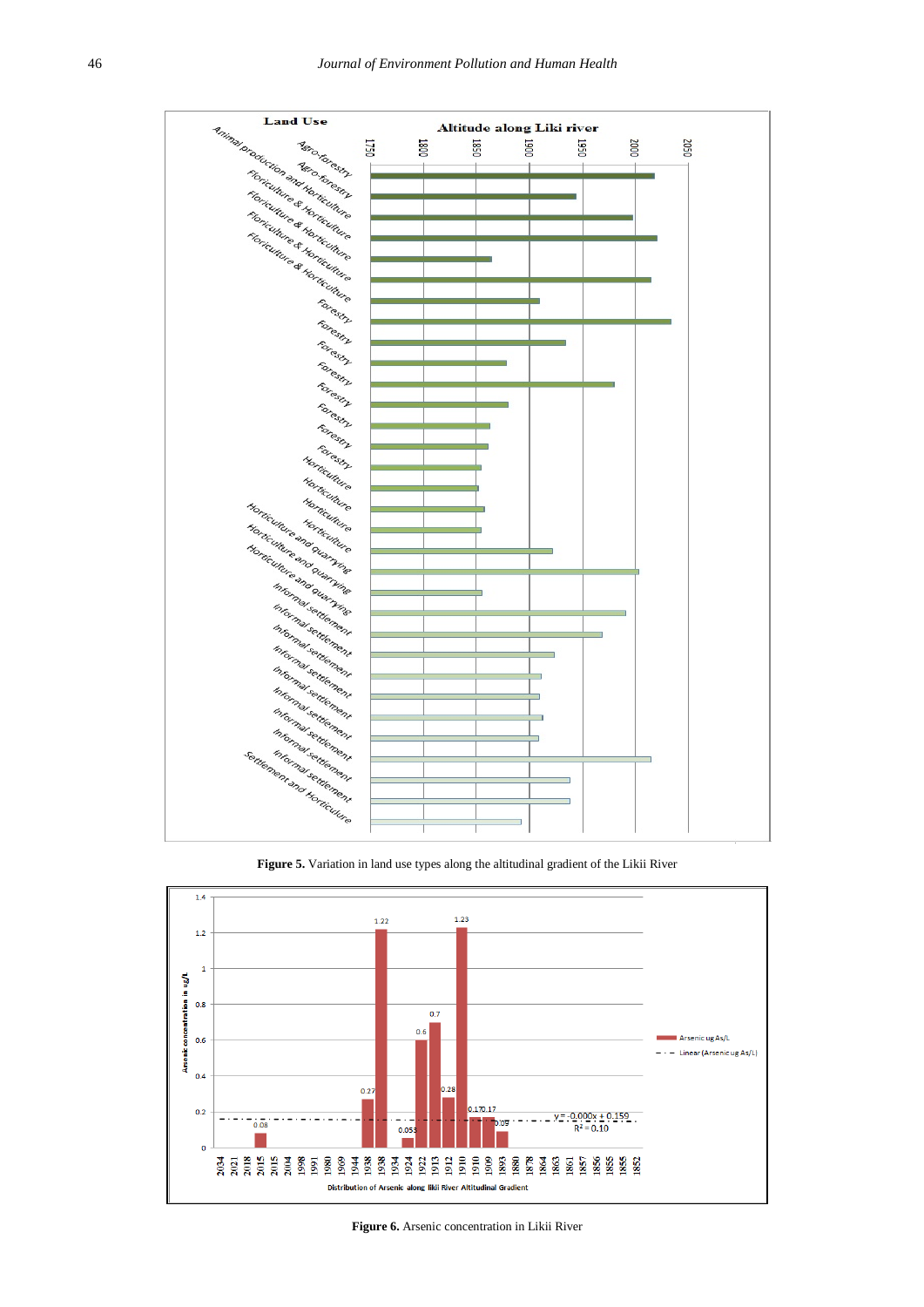Figure 5. Variation in land use types along the altitudinal gradient of the Likii River

Figure 6. Arsenic concentration in Likii River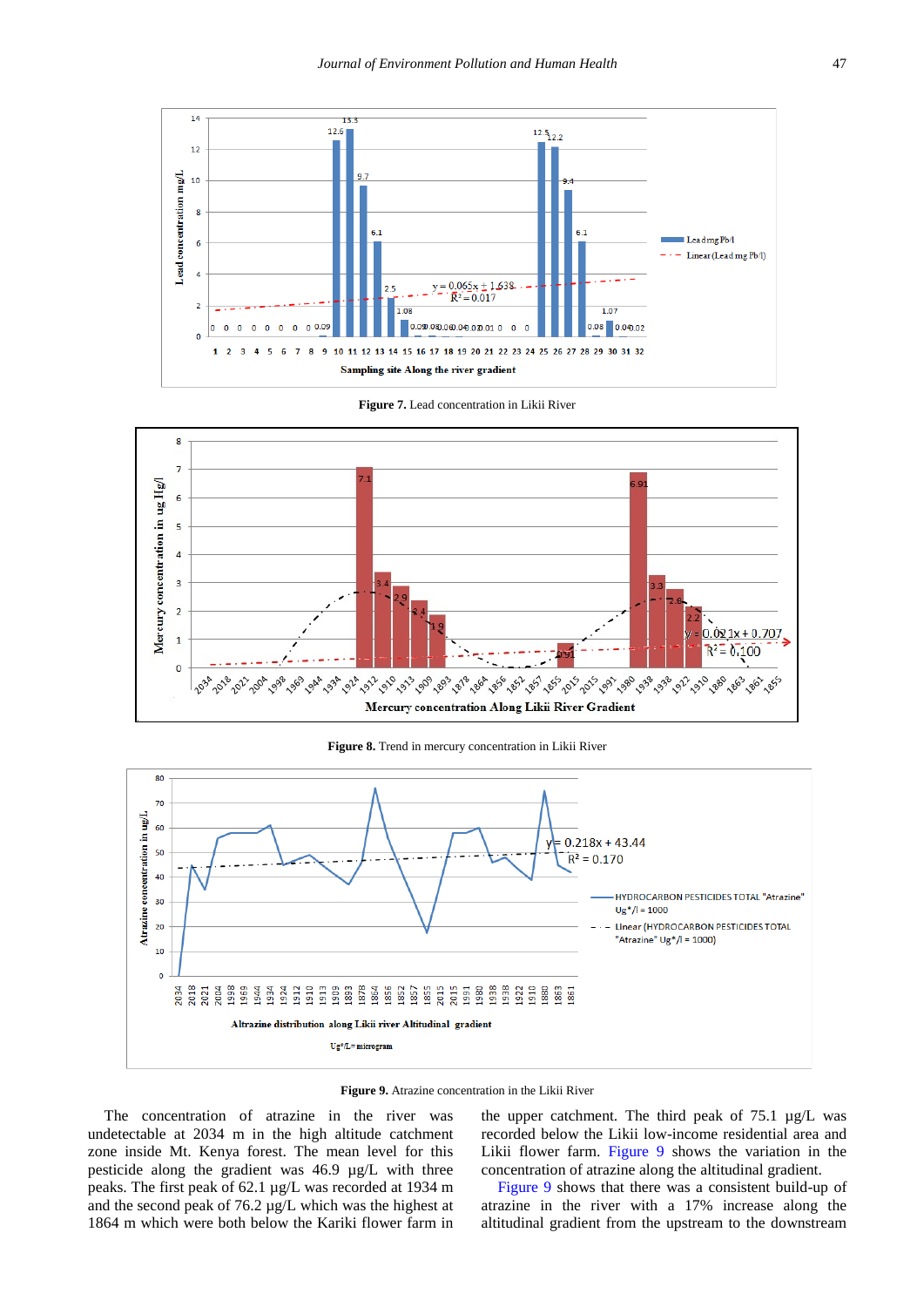Figure 7. Lead concentration in Likii River

Figure 8. Trend in mercury concentration in Likii River

Figure 9. Atrazine concentration in the Likii River

The concentration of atrazine in the river was undetectable at 2034 m in the high altitude catchment zone inside Mt. Kenya forest. The mean level for this pesticide along the gradient was 46.9 µg/L with three peaks. The first peak of 62.1 µg/L was recorded at 1934 m and the second peak of 76.2 µg/L which was the highest at 1864 m which were both below the Kariki flower farm in the upper catchment. The third peak of 75.1 µg/L was recorded below the Likii low-income residential area and Likii flower farm. Figure 9 shows the variation in the concentration of atrazine along the altitudinal gradient.

Figure 9 shows that there was a consistent build-up of atrazine in the river with a 17% increase along the altitudinal gradient from the upstream to the downstream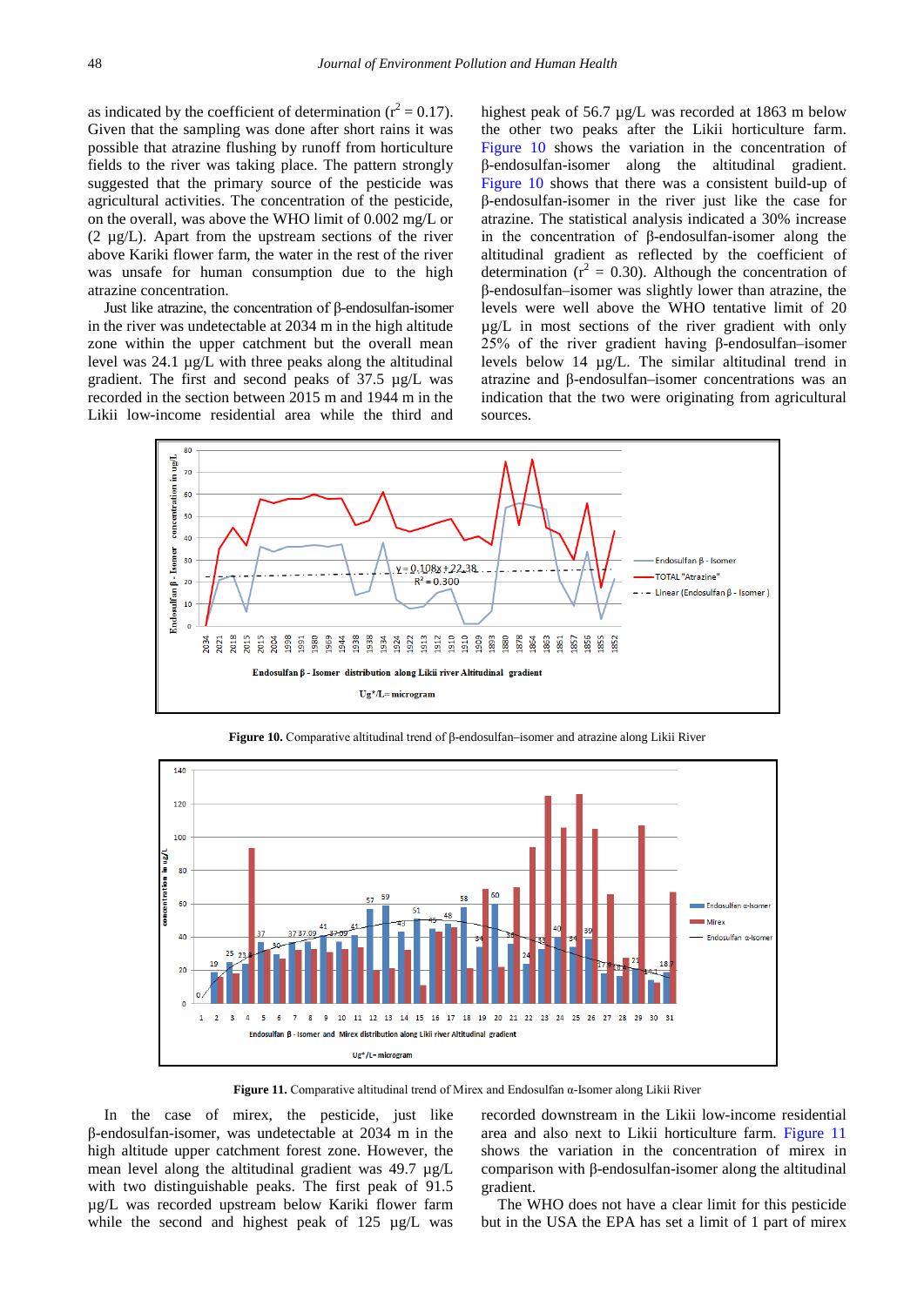as indicated by the coefficient of determination ($r^2 = 0.17$). Given that the sampling was done after short rains it was possible that atrazine flushing by runoff from horticulture fields to the river was taking place. The pattern strongly suggested that the primary source of the pesticide was agricultural activities. The concentration of the pesticide, on the overall, was above the WHO limit of 0.002 mg/L or (2 µg/L). Apart from the upstream sections of the river above Kariki flower farm, the water in the rest of the river was unsafe for human consumption due to the high atrazine concentration.

Just like atrazine, the concentration of β-endosulfan-isomer in the river was undetectable at 2034 m in the high altitude zone within the upper catchment but the overall mean level was 24.1 µg/L with three peaks along the altitudinal gradient. The first and second peaks of 37.5 µg/L was recorded in the section between 2015 m and 1944 m in the Likii low-income residential area while the third and highest peak of 56.7 µg/L was recorded at 1863 m below the other two peaks after the Likii horticulture farm. Figure 10 shows the variation in the concentration of β-endosulfan-isomer along the altitudinal gradient. Figure 10 shows that there was a consistent build-up of β-endosulfan-isomer in the river just like the case for atrazine. The statistical analysis indicated a 30% increase in the concentration of β-endosulfan-isomer along the altitudinal gradient as reflected by the coefficient of determination ($r^2 = 0.30$). Although the concentration of β-endosulfan–isomer was slightly lower than atrazine, the levels were well above the WHO tentative limit of 20 µg/L in most sections of the river gradient with only 25% of the river gradient having β-endosulfan–isomer levels below 14 µg/L. The similar altitudinal trend in atrazine and β-endosulfan–isomer concentrations was an indication that the two were originating from agricultural sources.

**Figure 10.** Comparative altitudinal trend of β-endosulfan–isomer and atrazine along Likii River

**Figure 11.** Comparative altitudinal trend of Mirex and Endosulfan α-Isomer along Likii River

In the case of mirex, the pesticide, just like β-endosulfan-isomer, was undetectable at 2034 m in the high altitude upper catchment forest zone. However, the mean level along the altitudinal gradient was 49.7 µg/L with two distinguishable peaks. The first peak of 91.5 µg/L was recorded upstream below Kariki flower farm while the second and highest peak of 125 µg/L was recorded downstream in the Likii low-income residential area and also next to Likii horticulture farm. Figure 11 shows the variation in the concentration of mirex in comparison with β-endosulfan-isomer along the altitudinal gradient.

The WHO does not have a clear limit for this pesticide but in the USA the EPA has set a limit of 1 part of mirex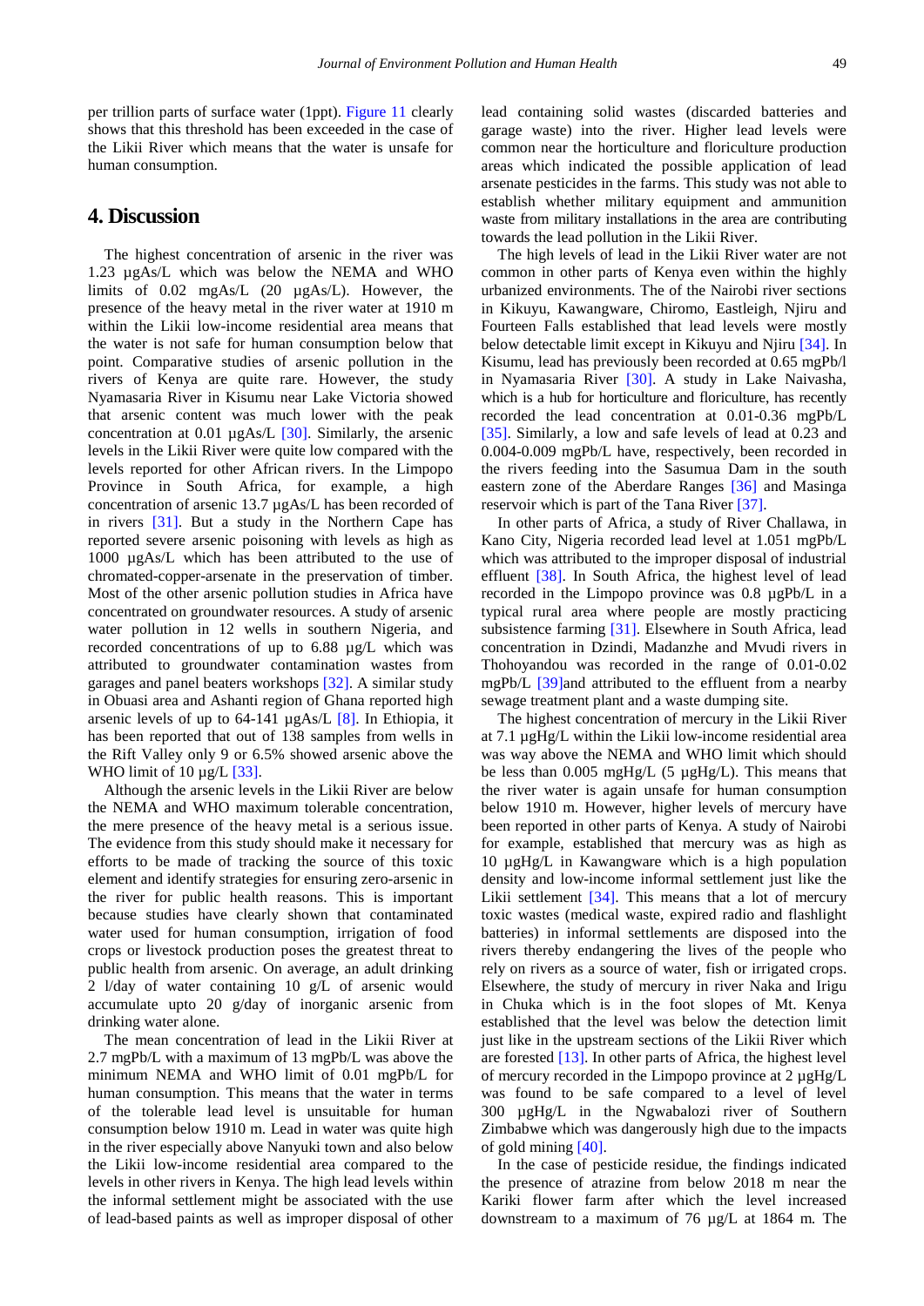per trillion parts of surface water (1ppt). Figure 11 clearly shows that this threshold has been exceeded in the case of the Likii River which means that the water is unsafe for human consumption.

## 4. Discussion

The highest concentration of arsenic in the river was 1.23 µgAs/L which was below the NEMA and WHO limits of 0.02 mgAs/L (20 µgAs/L). However, the presence of the heavy metal in the river water at 1910 m within the Likii low-income residential area means that the water is not safe for human consumption below that point. Comparative studies of arsenic pollution in the rivers of Kenya are quite rare. However, the study Nyamasaria River in Kisumu near Lake Victoria showed that arsenic content was much lower with the peak concentration at 0.01 µgAs/L [30]. Similarly, the arsenic levels in the Likii River were quite low compared with the levels reported for other African rivers. In the Limpopo Province in South Africa, for example, a high concentration of arsenic 13.7 µgAs/L has been recorded of in rivers [31]. But a study in the Northern Cape has reported severe arsenic poisoning with levels as high as 1000 µgAs/L which has been attributed to the use of chromated-copper-arsenate in the preservation of timber. Most of the other arsenic pollution studies in Africa have concentrated on groundwater resources. A study of arsenic water pollution in 12 wells in southern Nigeria, and recorded concentrations of up to 6.88 µg/L which was attributed to groundwater contamination wastes from garages and panel beaters workshops [32]. A similar study in Obuasi area and Ashanti region of Ghana reported high arsenic levels of up to 64-141 µgAs/L [8]. In Ethiopia, it has been reported that out of 138 samples from wells in the Rift Valley only 9 or 6.5% showed arsenic above the WHO limit of 10 µg/L [33].

Although the arsenic levels in the Likii River are below the NEMA and WHO maximum tolerable concentration, the mere presence of the heavy metal is a serious issue. The evidence from this study should make it necessary for efforts to be made of tracking the source of this toxic element and identify strategies for ensuring zero-arsenic in the river for public health reasons. This is important because studies have clearly shown that contaminated water used for human consumption, irrigation of food crops or livestock production poses the greatest threat to public health from arsenic. On average, an adult drinking 2 l/day of water containing 10 g/L of arsenic would accumulate upto 20 g/day of inorganic arsenic from drinking water alone.

The mean concentration of lead in the Likii River at 2.7 mgPb/L with a maximum of 13 mgPb/L was above the minimum NEMA and WHO limit of 0.01 mgPb/L for human consumption. This means that the water in terms of the tolerable lead level is unsuitable for human consumption below 1910 m. Lead in water was quite high in the river especially above Nanyuki town and also below the Likii low-income residential area compared to the levels in other rivers in Kenya. The high lead levels within the informal settlement might be associated with the use of lead-based paints as well as improper disposal of other lead containing solid wastes (discarded batteries and garage waste) into the river. Higher lead levels were common near the horticulture and floriculture production areas which indicated the possible application of lead arsenate pesticides in the farms. This study was not able to establish whether military equipment and ammunition waste from military installations in the area are contributing towards the lead pollution in the Likii River.

The high levels of lead in the Likii River water are not common in other parts of Kenya even within the highly urbanized environments. The of the Nairobi river sections in Kikuyu, Kawangware, Chiromo, Eastleigh, Njiru and Fourteen Falls established that lead levels were mostly below detectable limit except in Kikuyu and Njiru [34]. In Kisumu, lead has previously been recorded at 0.65 mgPb/l in Nyamasaria River [30]. A study in Lake Naivasha, which is a hub for horticulture and floriculture, has recently recorded the lead concentration at 0.01-0.36 mgPb/L [35]. Similarly, a low and safe levels of lead at 0.23 and 0.004-0.009 mgPb/L have, respectively, been recorded in the rivers feeding into the Sasumua Dam in the south eastern zone of the Aberdare Ranges [36] and Masinga reservoir which is part of the Tana River [37].

In other parts of Africa, a study of River Challawa, in Kano City, Nigeria recorded lead level at 1.051 mgPb/L which was attributed to the improper disposal of industrial effluent [38]. In South Africa, the highest level of lead recorded in the Limpopo province was 0.8 µgPb/L in a typical rural area where people are mostly practicing subsistence farming [31]. Elsewhere in South Africa, lead concentration in Dzindi, Madanzhe and Mvudi rivers in Thohoyandou was recorded in the range of 0.01-0.02 mgPb/L [39]and attributed to the effluent from a nearby sewage treatment plant and a waste dumping site.

The highest concentration of mercury in the Likii River at 7.1 µgHg/L within the Likii low-income residential area was way above the NEMA and WHO limit which should be less than 0.005 mgHg/L (5 µgHg/L). This means that the river water is again unsafe for human consumption below 1910 m. However, higher levels of mercury have been reported in other parts of Kenya. A study of Nairobi for example, established that mercury was as high as 10 µgHg/L in Kawangware which is a high population density and low-income informal settlement just like the Likii settlement [34]. This means that a lot of mercury toxic wastes (medical waste, expired radio and flashlight batteries) in informal settlements are disposed into the rivers thereby endangering the lives of the people who rely on rivers as a source of water, fish or irrigated crops. Elsewhere, the study of mercury in river Naka and Irigu in Chuka which is in the foot slopes of Mt. Kenya established that the level was below the detection limit just like in the upstream sections of the Likii River which are forested [13]. In other parts of Africa, the highest level of mercury recorded in the Limpopo province at 2 µgHg/L was found to be safe compared to a level of level 300 µgHg/L in the Ngwabalozi river of Southern Zimbabwe which was dangerously high due to the impacts of gold mining [40].

In the case of pesticide residue, the findings indicated the presence of atrazine from below 2018 m near the Kariki flower farm after which the level increased downstream to a maximum of 76 µg/L at 1864 m. The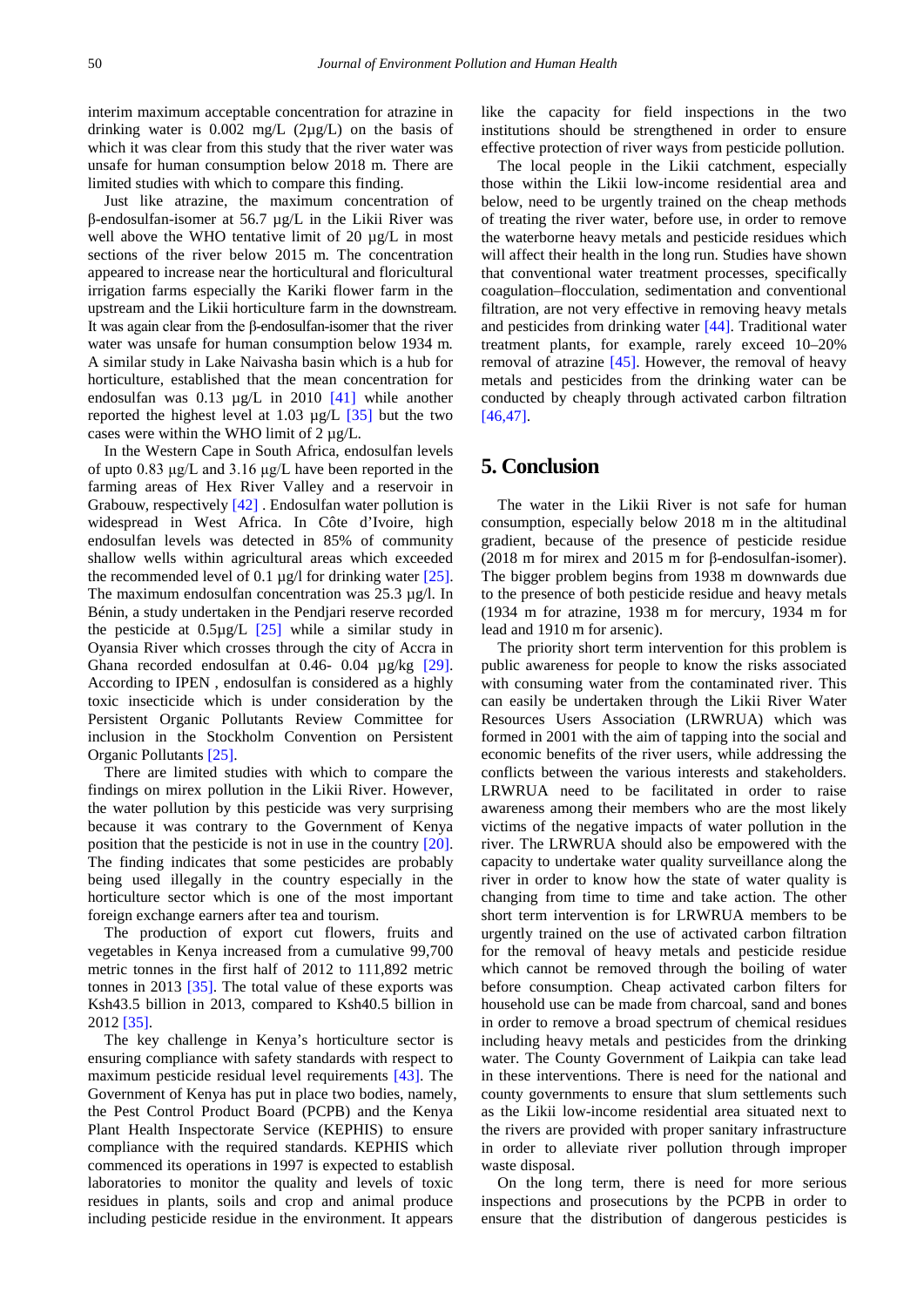interim maximum acceptable concentration for atrazine in drinking water is 0.002 mg/L (2µg/L) on the basis of which it was clear from this study that the river water was unsafe for human consumption below 2018 m. There are limited studies with which to compare this finding.

Just like atrazine, the maximum concentration of β-endosulfan-isomer at 56.7 µg/L in the Likii River was well above the WHO tentative limit of 20 µg/L in most sections of the river below 2015 m. The concentration appeared to increase near the horticultural and floricultural irrigation farms especially the Kariki flower farm in the upstream and the Likii horticulture farm in the downstream. It was again clear from the β-endosulfan-isomer that the river water was unsafe for human consumption below 1934 m. A similar study in Lake Naivasha basin which is a hub for horticulture, established that the mean concentration for endosulfan was 0.13 µg/L in 2010 [41] while another reported the highest level at 1.03 µg/L [35] but the two cases were within the WHO limit of 2 µg/L.

In the Western Cape in South Africa, endosulfan levels of upto 0.83 µg/L and 3.16 µg/L have been reported in the farming areas of Hex River Valley and a reservoir in Grabouw, respectively [42] . Endosulfan water pollution is widespread in West Africa. In Côte d'Ivoire, high endosulfan levels was detected in 85% of community shallow wells within agricultural areas which exceeded the recommended level of 0.1 µg/l for drinking water [25]. The maximum endosulfan concentration was 25.3 µg/l. In Bénin, a study undertaken in the Pendjari reserve recorded the pesticide at 0.5µg/L [25] while a similar study in Oyansia River which crosses through the city of Accra in Ghana recorded endosulfan at 0.46- 0.04 µg/kg [29]. According to IPEN , endosulfan is considered as a highly toxic insecticide which is under consideration by the Persistent Organic Pollutants Review Committee for inclusion in the Stockholm Convention on Persistent Organic Pollutants [25].

There are limited studies with which to compare the findings on mirex pollution in the Likii River. However, the water pollution by this pesticide was very surprising because it was contrary to the Government of Kenya position that the pesticide is not in use in the country [20]. The finding indicates that some pesticides are probably being used illegally in the country especially in the horticulture sector which is one of the most important foreign exchange earners after tea and tourism.

The production of export cut flowers, fruits and vegetables in Kenya increased from a cumulative 99,700 metric tonnes in the first half of 2012 to 111,892 metric tonnes in 2013 [35]. The total value of these exports was Ksh43.5 billion in 2013, compared to Ksh40.5 billion in 2012 [35].

The key challenge in Kenya's horticulture sector is ensuring compliance with safety standards with respect to maximum pesticide residual level requirements [43]. The Government of Kenya has put in place two bodies, namely, the Pest Control Product Board (PCPB) and the Kenya Plant Health Inspectorate Service (KEPHIS) to ensure compliance with the required standards. KEPHIS which commenced its operations in 1997 is expected to establish laboratories to monitor the quality and levels of toxic residues in plants, soils and crop and animal produce including pesticide residue in the environment. It appears like the capacity for field inspections in the two institutions should be strengthened in order to ensure effective protection of river ways from pesticide pollution.

The local people in the Likii catchment, especially those within the Likii low-income residential area and below, need to be urgently trained on the cheap methods of treating the river water, before use, in order to remove the waterborne heavy metals and pesticide residues which will affect their health in the long run. Studies have shown that conventional water treatment processes, specifically coagulation–flocculation, sedimentation and conventional filtration, are not very effective in removing heavy metals and pesticides from drinking water [44]. Traditional water treatment plants, for example, rarely exceed 10–20% removal of atrazine [45]. However, the removal of heavy metals and pesticides from the drinking water can be conducted by cheaply through activated carbon filtration [46,47].

## 5. Conclusion

The water in the Likii River is not safe for human consumption, especially below 2018 m in the altitudinal gradient, because of the presence of pesticide residue (2018 m for mirex and 2015 m for β-endosulfan-isomer). The bigger problem begins from 1938 m downwards due to the presence of both pesticide residue and heavy metals (1934 m for atrazine, 1938 m for mercury, 1934 m for lead and 1910 m for arsenic).

The priority short term intervention for this problem is public awareness for people to know the risks associated with consuming water from the contaminated river. This can easily be undertaken through the Likii River Water Resources Users Association (LRWRUA) which was formed in 2001 with the aim of tapping into the social and economic benefits of the river users, while addressing the conflicts between the various interests and stakeholders. LRWRUA need to be facilitated in order to raise awareness among their members who are the most likely victims of the negative impacts of water pollution in the river. The LRWRUA should also be empowered with the capacity to undertake water quality surveillance along the river in order to know how the state of water quality is changing from time to time and take action. The other short term intervention is for LRWRUA members to be urgently trained on the use of activated carbon filtration for the removal of heavy metals and pesticide residue which cannot be removed through the boiling of water before consumption. Cheap activated carbon filters for household use can be made from charcoal, sand and bones in order to remove a broad spectrum of chemical residues including heavy metals and pesticides from the drinking water. The County Government of Laikpia can take lead in these interventions. There is need for the national and county governments to ensure that slum settlements such as the Likii low-income residential area situated next to the rivers are provided with proper sanitary infrastructure in order to alleviate river pollution through improper waste disposal.

On the long term, there is need for more serious inspections and prosecutions by the PCPB in order to ensure that the distribution of dangerous pesticides is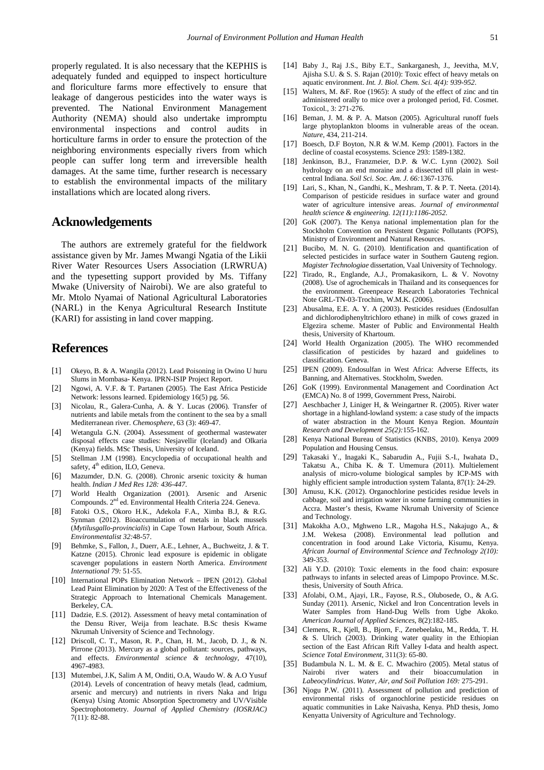properly regulated. It is also necessary that the KEPHIS is adequately funded and equipped to inspect horticulture and floriculture farms more effectively to ensure that leakage of dangerous pesticides into the water ways is prevented. The National Environment Management Authority (NEMA) should also undertake impromptu environmental inspections and control audits in horticulture farms in order to ensure the protection of the neighboring environments especially rivers from which people can suffer long term and irreversible health damages. At the same time, further research is necessary to establish the environmental impacts of the military installations which are located along rivers.

## Acknowledgements

The authors are extremely grateful for the fieldwork assistance given by Mr. James Mwangi Ngatia of the Likii River Water Resources Users Association (LRWRUA) and the typesetting support provided by Ms. Tiffany Mwake (University of Nairobi). We are also grateful to Mr. Mtolo Nyamai of National Agricultural Laboratories (NARL) in the Kenya Agricultural Research Institute (KARI) for assisting in land cover mapping.

## References

[1] Okeyo, B. & A. Wangila (2012). Lead Poisoning in Owino U huru Slums in Mombasa- Kenya. IPRN-ISIP Project Report.

[2] Ngowi, A. V.F. & T. Partanen (2005). The East Africa Pesticide Network: lessons learned. Epidemiology 16(5) pg. 56.

[3] Nicolau, R., Galera-Cunha, A. & Y. Lucas (2006). Transfer of nutrients and labile metals from the continent to the sea by a small Mediterranean river. *Chemosphere*, 63 (3): 469-47.

[4] Wetangula G.N. (2004). Assessment of geothermal wastewater disposal effects case studies: Nesjavellir (Iceland) and Olkaria (Kenya) fields. MSc Thesis, University of Iceland.

[5] Stellman J.M (1998). Encyclopedia of occupational health and safety, 4th edition, ILO, Geneva.

[6] Mazumder, D.N. G. (2008). Chronic arsenic toxicity & human health. *Indian J Med Res 128: 436-447*.

[7] World Health Organization (2001). Arsenic and Arsenic Compounds. 2nd ed. Environmental Health Criteria 224. Geneva.

[8] Fatoki O.S., Okoro H.K., Adekola F.A., Ximba B.J, & R.G. Synman (2012). Bioaccumulation of metals in black mussels (*Mytilusgallo-provincialis*) in Cape Town Harbour, South Africa. *Environmentalist 32:*48-57.

[9] Behmke, S., Fallon, J., Duerr, A.E., Lehner, A., Buchweitz, J. & T. Katzne (2015). Chronic lead exposure is epidemic in obligate scavenger populations in eastern North America. *Environment International 79:* 51-55.

[10] International POPs Elimination Network – IPEN (2012). Global Lead Paint Elimination by 2020: A Test of the Effectiveness of the Strategic Approach to International Chemicals Management. Berkeley, CA.

[11] Dadzie, E.S. (2012). Assessment of heavy metal contamination of the Densu River, Weija from leachate. B.Sc thesis Kwame Nkrumah University of Science and Technology.

[12] Driscoll, C. T., Mason, R. P., Chan, H. M., Jacob, D. J., & N. Pirrone (2013). Mercury as a global pollutant: sources, pathways, and effects. *Environmental science & technology*, 47(10), 4967-4983.

[13] Mutembei, J.K, Salim A M, Onditi, O.A, Waudo W. & A.O Yusuf (2014). Levels of concentration of heavy metals (lead, cadmium, arsenic and mercury) and nutrients in rivers Naka and Irigu (Kenya) Using Atomic Absorption Spectrometry and UV/Visible Spectrophotometry. *Journal of Applied Chemistry (IOSRJAC)* 7(11): 82-88.

[14] Baby J., Raj J.S., Biby E.T., Sankarganesh, J., Jeevitha, M.V, Ajisha S.U. & S. S. Rajan (2010): Toxic effect of heavy metals on aquatic environment. *Int. J. Biol. Chem. Sci. 4(4): 939-952*.

[15] Walters, M. &F. Roe (1965): A study of the effect of zinc and tin administered orally to mice over a prolonged period, Fd. Cosmet. Toxicol., 3: 271-276.

[16] Beman, J. M. & P. A. Matson (2005). Agricultural runoff fuels large phytoplankton blooms in vulnerable areas of the ocean. *Nature*, 434, 211-214.

[17] Boesch, D.F Boyton, N.R & W.M. Kemp *(*2001). Factors in the decline of coastal ecosystems. Science 293: 1589-1382.

[18] Jenkinson, B.J., Franzmeier, D.P. & W.C. Lynn (2002). Soil hydrology on an end moraine and a dissected till plain in west-central Indiana. *Soil Sci. Soc. Am. J. 66:*1367-1376.

[19] Lari, S., Khan, N., Gandhi, K., Meshram, T. & P. T. Neeta. (2014). Comparison of pesticide residues in surface water and ground water of agriculture intensive areas. *Journal of environmental health science & engineering. 12(11):1186-2052*.

[20] GoK (2007). The Kenya national implementation plan for the Stockholm Convention on Persistent Organic Pollutants (POPS), Ministry of Environment and Natural Resources.

[21] Bucibo, M. N. G. (2010). Identification and quantification of selected pesticides in surface water in Southern Gauteng region. *Magister Technologiae* dissertation, Vaal University of Technology.

[22] Tirado, R., Englande, A.J., Promakasikorn, L. & V. Novotny (2008). Use of agrochemicals in Thailand and its consequences for the environment. Greenpeace Research Laboratories Technical Note GRL-TN-03-Trochim, W.M.K. (2006).

[23] Abusalma, E.E. A. Y. A (2003). Pesticides residues (Endosulfan and dichlorodiphenyltrichloro ethane) in milk of cows grazed in Elgezira scheme. Master of Public and Environmental Health thesis, University of Khartoum.

[24] World Health Organization (2005). The WHO recommended classification of pesticides by hazard and guidelines to classification. Geneva.

[25] IPEN (2009). Endosulfan in West Africa: Adverse Effects, its Banning, and Alternatives. Stockholm, Sweden.

[26] GoK (1999). Environmental Management and Coordination Act (EMCA) No. 8 of 1999, Government Press, Nairobi.

[27] Aeschbacher J, Liniger H, & Weingartner R. (2005). River water shortage in a highland-lowland system: a case study of the impacts of water abstraction in the Mount Kenya Region. *Mountain Research and Development 25(2):*155-162.

[28] Kenya National Bureau of Statistics (KNBS, 2010). Kenya 2009 Population and Housing Census.

[29] Takasaki Y., Inagaki K., Sabarudin A., Fujii S.-I., Iwahata D., Takatsu A., Chiba K. & T. Umemura (2011). Multielement analysis of micro-volume biological samples by ICP-MS with highly efficient sample introduction system Talanta, 87(1): 24-29.

[30] Amusu, K.K. (2012). Organochlorine pesticides residue levels in cabbage, soil and irrigation water in some farming communities in Accra. Master's thesis, Kwame Nkrumah University of Science and Technology.

[31] Makokha A.O., Mghweno L.R., Magoha H.S., Nakajugo A., & J.M. Wekesa (2008). Environmental lead pollution and concentration in food around Lake Victoria, Kisumu, Kenya. *African Journal of Environmental Science and Technology 2(10):* 349-353.

[32] Ali Y.D. (2010): Toxic elements in the food chain: exposure pathways to infants in selected areas of Limpopo Province. M.Sc. thesis, University of South Africa.

[33] Afolabi, O.M., Ajayi, I.R., Fayose, R.S., Olubosede, O., & A.G. Sunday (2011). Arsenic, Nickel and Iron Concentration levels in Water Samples from Hand-Dug Wells from Ugbe Akoko. *American Journal of Applied Sciences*, 8(2):182-185.

[34] Clemens, R., Kjell, B., Bjorn, F., Zenebeelaku, M., Redda, T. H. & S. Ulrich (2003). Drinking water quality in the Ethiopian section of the East African Rift Valley I-data and health aspect. *Science Total Environment*, 311(3): 65-80.

[35] Budambula N. L. M. & E. C. Mwachiro (2005). Metal status of Nairobi river waters and their bioaccumulation in *Labeocylindricus*. *Water, Air, and Soil Pollution 169:* 275-291.

[36] Njogu P.W. (2011). Assessment of pollution and prediction of environmental risks of organochlorine pesticide residues on aquatic communities in Lake Naivasha, Kenya. PhD thesis, Jomo Kenyatta University of Agriculture and Technology.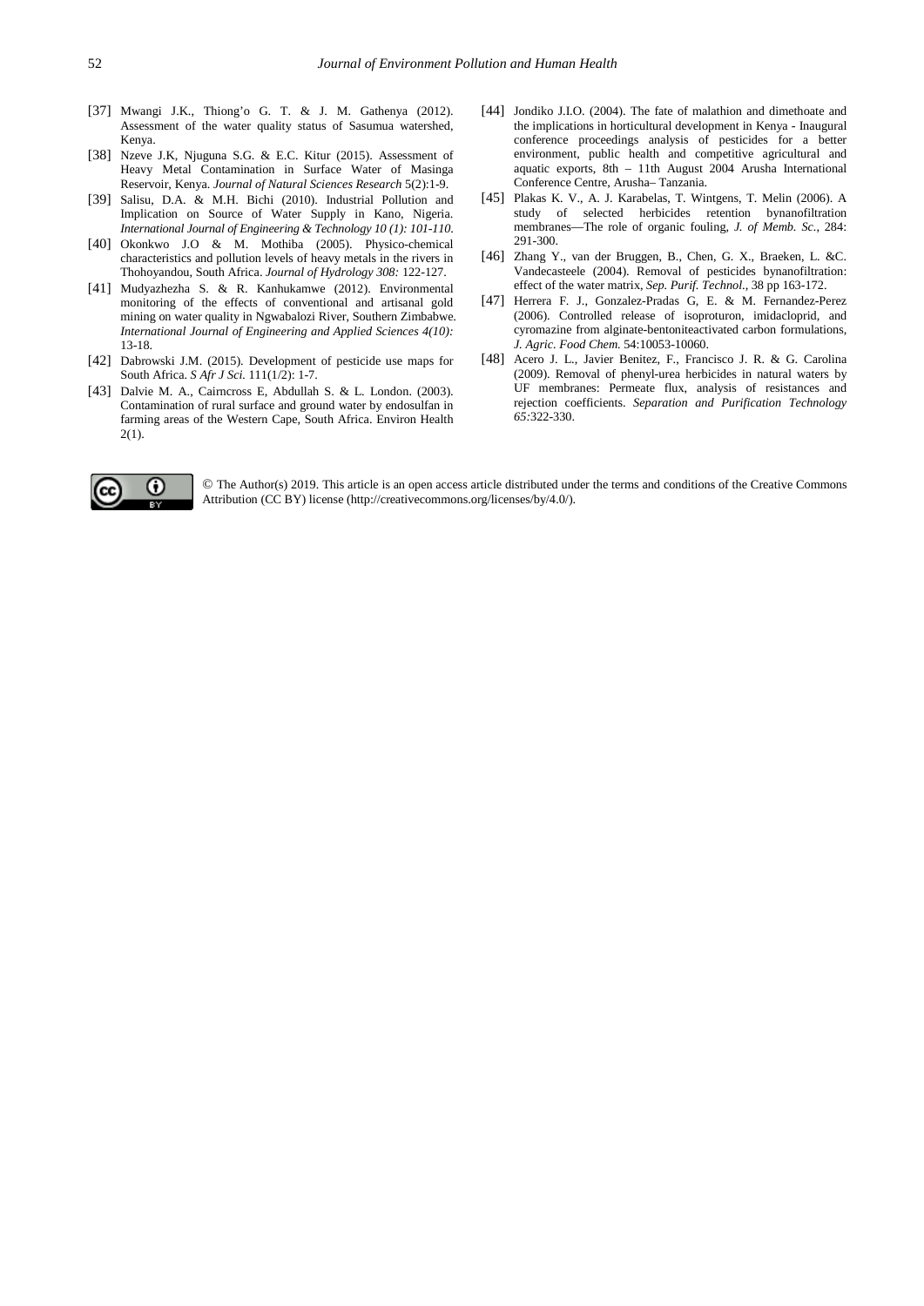[37] Mwangi J.K., Thiong'o G. T. & J. M. Gathenya (2012). Assessment of the water quality status of Sasumua watershed, Kenya.

[38] Nzeve J.K, Njuguna S.G. & E.C. Kitur (2015). Assessment of Heavy Metal Contamination in Surface Water of Masinga Reservoir, Kenya. *Journal of Natural Sciences Research* 5(2):1-9.

[39] Salisu, D.A. & M.H. Bichi (2010). Industrial Pollution and Implication on Source of Water Supply in Kano, Nigeria. *International Journal of Engineering & Technology 10 (1): 101-110.*

[40] Okonkwo J.O & M. Mothiba (2005). Physico-chemical characteristics and pollution levels of heavy metals in the rivers in Thohoyandou, South Africa. *Journal of Hydrology 308:* 122-127.

[41] Mudyazhezha S. & R. Kanhukamwe (2012). Environmental monitoring of the effects of conventional and artisanal gold mining on water quality in Ngwabalozi River, Southern Zimbabwe. *International Journal of Engineering and Applied Sciences 4(10):* 13-18.

[42] Dabrowski J.M. (2015). Development of pesticide use maps for South Africa. *S Afr J Sci.* 111(1/2): 1-7.

[43] Dalvie M. A., Cairncross E, Abdullah S. & L. London. (2003). Contamination of rural surface and ground water by endosulfan in farming areas of the Western Cape, South Africa. Environ Health 2(1).

[44] Jondiko J.I.O. (2004). The fate of malathion and dimethoate and the implications in horticultural development in Kenya - Inaugural conference proceedings analysis of pesticides for a better environment, public health and competitive agricultural and aquatic exports, 8th – 11th August 2004 Arusha International Conference Centre, Arusha– Tanzania.

[45] Plakas K. V., A. J. Karabelas, T. Wintgens, T. Melin (2006). A study of selected herbicides retention bynanofiltration membranes—The role of organic fouling, *J. of Memb. Sc.*, 284: 291-300.

[46] Zhang Y., van der Bruggen, B., Chen, G. X., Braeken, L. &C. Vandecasteele (2004). Removal of pesticides bynanofiltration: effect of the water matrix, *Sep. Purif. Technol.*, 38 pp 163-172.

[47] Herrera F. J., Gonzalez-Pradas G, E. & M. Fernandez-Perez (2006). Controlled release of isoproturon, imidacloprid, and cyromazine from alginate-bentoniteactivated carbon formulations, *J. Agric. Food Chem.* 54:10053-10060.

[48] Acero J. L., Javier Benitez, F., Francisco J. R. & G. Carolina (2009). Removal of phenyl-urea herbicides in natural waters by UF membranes: Permeate flux, analysis of resistances and rejection coefficients. *Separation and Purification Technology 65:*322-330.

© The Author(s) 2019. This article is an open access article distributed under the terms and conditions of the Creative Commons Attribution (CC BY) license (http://creativecommons.org/licenses/by/4.0/).